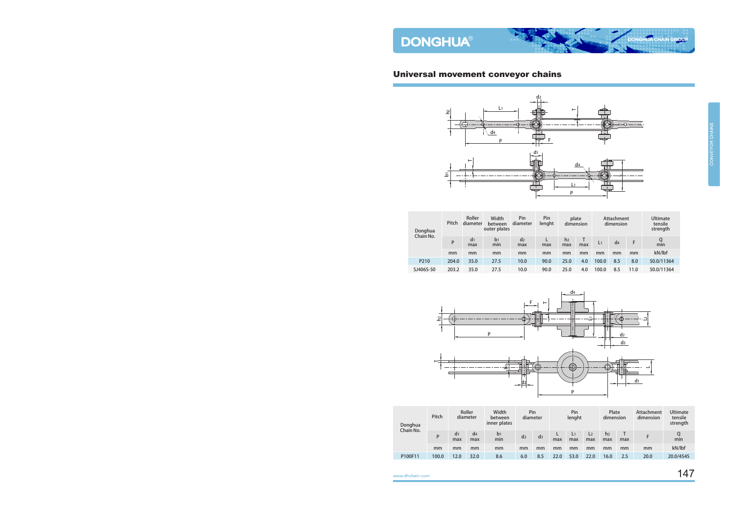## Universal movement conveyor chains

| Donghua Chain No. | Pitch | Roller diameter | Width between outer plates | Pin diameter | Pin lenght | plate dimension | | Attachment dimension | | | Ultimate tensile strength |
|---|---|---|---|---|---|---|---|---|---|---|---|
| | P | $d_1$ max | $b_1$ min | $d_2$ max | L max | $h_2$ max | T max | $L_1$ | $d_4$ | F | Q min |
| | mm | mm | mm | mm | mm | mm | mm | mm | mm | mm | kN/lbf |
| P210 | 204.0 | 35.0 | 27.5 | 10.0 | 90.0 | 25.0 | 4.0 | 100.0 | 8.5 | 8.0 | 50.0/11364 |
| SJ406S-50 | 203.2 | 35.0 | 27.5 | 10.0 | 90.0 | 25.0 | 4.0 | 100.0 | 8.5 | 11.0 | 50.0/11364 |

| Donghua Chain No. | Pitch | Roller diameter | | Width between inner plates | Pin diameter | | Pin lenght | | | Plate dimension | | Attachment dimension | Ultimate tensile strength |
|---|---|---|---|---|---|---|---|---|---|---|---|---|---|
| | P | $d_1$ max | $d_4$ max | $b_1$ min | $d_2$ | $d_3$ | L max | $L_1$ max | $L_2$ max | $h_2$ max | T max | F | Q min |
| | mm | mm | mm | mm | mm | mm | mm | mm | mm | mm | mm | mm | kN/lbf |
| P100F11 | 100.0 | 12.0 | 32.0 | 8.6 | 6.0 | 8.5 | 22.0 | 53.0 | 22.0 | 16.0 | 2.5 | 20.0 | 20.0/4545 |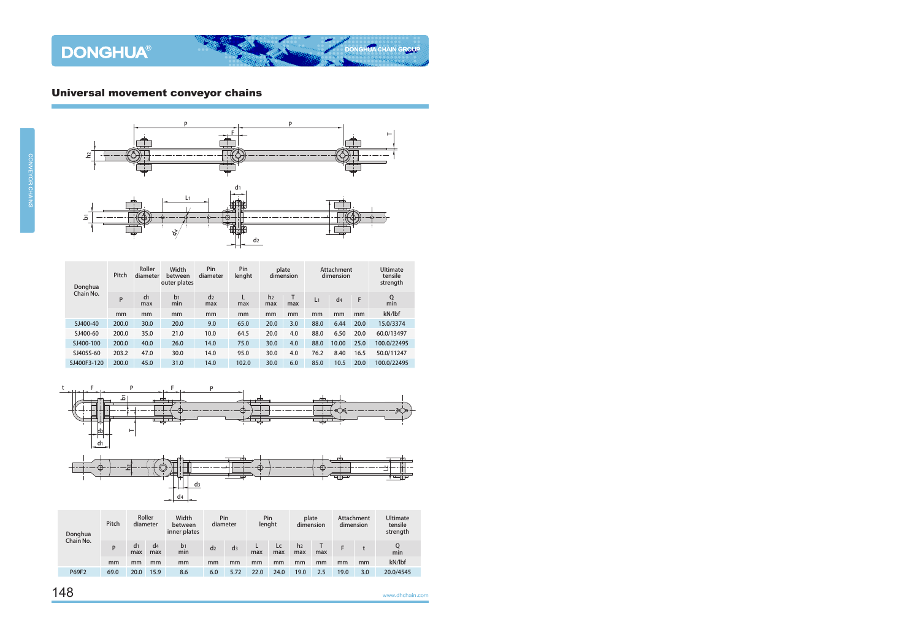## Universal movement conveyor chains

| Donghua Chain No. | Pitch | Roller diameter | Width between outer plates | Pin diameter | Pin lenght | plate dimension | | Attachment dimension | | | Ultimate tensile strength |
|---|---|---|---|---|---|---|---|---|---|---|---|
| | P | $d_1$ max | $b_1$ min | $d_2$ max | L max | $h_2$ max | T max | $L_1$ | $d_4$ | F | Q min |
| | mm | mm | mm | mm | mm | mm | mm | mm | mm | mm | kN/lbf |
| SJ400-40 | 200.0 | 30.0 | 20.0 | 9.0 | 65.0 | 20.0 | 3.0 | 88.0 | 6.44 | 20.0 | 15.0/3374 |
| SJ400-60 | 200.0 | 35.0 | 21.0 | 10.0 | 64.5 | 20.0 | 4.0 | 88.0 | 6.50 | 20.0 | 60.0/13497 |
| SJ400-100 | 200.0 | 40.0 | 26.0 | 14.0 | 75.0 | 30.0 | 4.0 | 88.0 | 10.00 | 25.0 | 100.0/22495 |
| SJ405S-60 | 203.2 | 47.0 | 30.0 | 14.0 | 95.0 | 30.0 | 4.0 | 76.2 | 8.40 | 16.5 | 50.0/11247 |
| SJ400F3-120 | 200.0 | 45.0 | 31.0 | 14.0 | 102.0 | 30.0 | 6.0 | 85.0 | 10.5 | 20.0 | 100.0/22495 |

| Donghua Chain No. | Pitch | Roller diameter | | Width between inner plates | Pin diameter | | Pin lenght | | plate dimension | | Attachment dimension | | Ultimate tensile strength |
|---|---|---|---|---|---|---|---|---|---|---|---|---|---|
| | P | $d_1$ max | $d_4$ max | $b_1$ min | $d_2$ | $d_3$ | L max | Lc max | $h_2$ max | T max | F | t | Q min |
| | mm | mm | mm | mm | mm | mm | mm | mm | mm | mm | mm | mm | kN/lbf |
| P69F2 | 69.0 | 20.0 | 15.9 | 8.6 | 6.0 | 5.72 | 22.0 | 24.0 | 19.0 | 2.5 | 19.0 | 3.0 | 20.0/4545 |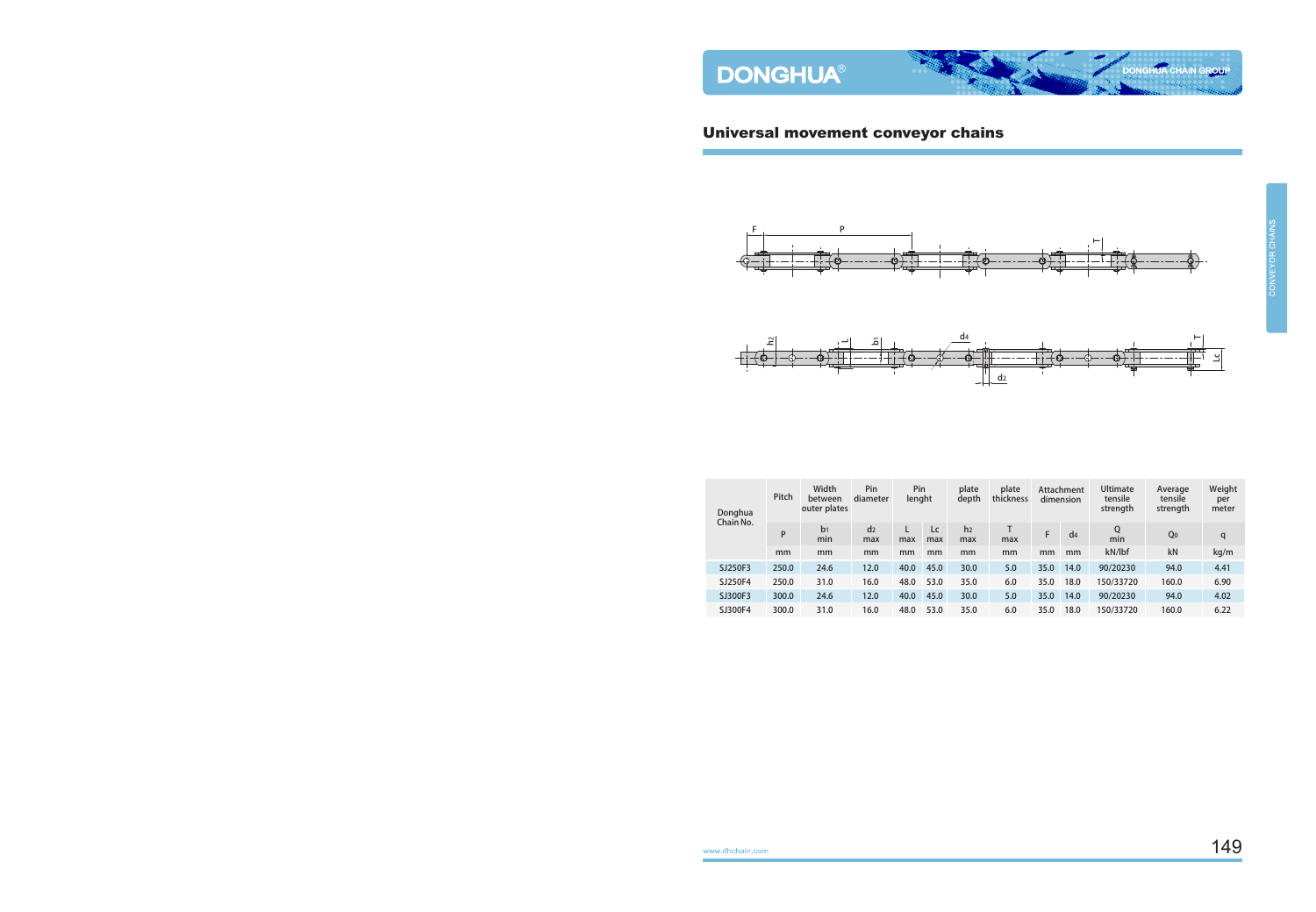## Universal movement conveyor chains

F
P
T
h2
L
b1
d4
Lc
d2

| Donghua Chain No. | Pitch | Width between outer plates | Pin diameter | Pin lenght | | plate depth | plate thickness | Attachment dimension | | Ultimate tensile strength | Average tensile strength | Weight per meter |
|---|---|---|---|---|---|---|---|---|---|---|---|---|
| | P | $b_1$ min | $d_2$ max | L max | Lc max | $h_2$ max | T max | F | $d_4$ | Q min | $Q_0$ | q |
| | mm | mm | mm | mm | mm | mm | mm | mm | mm | kN/lbf | kN | kg/m |
| SJ250F3 | 250.0 | 24.6 | 12.0 | 40.0 | 45.0 | 30.0 | 5.0 | 35.0 | 14.0 | 90/20230 | 94.0 | 4.41 |
| SJ250F4 | 250.0 | 31.0 | 16.0 | 48.0 | 53.0 | 35.0 | 6.0 | 35.0 | 18.0 | 150/33720 | 160.0 | 6.90 |
| SJ300F3 | 300.0 | 24.6 | 12.0 | 40.0 | 45.0 | 30.0 | 5.0 | 35.0 | 14.0 | 90/20230 | 94.0 | 4.02 |
| SJ300F4 | 300.0 | 31.0 | 16.0 | 48.0 | 53.0 | 35.0 | 6.0 | 35.0 | 18.0 | 150/33720 | 160.0 | 6.22 |